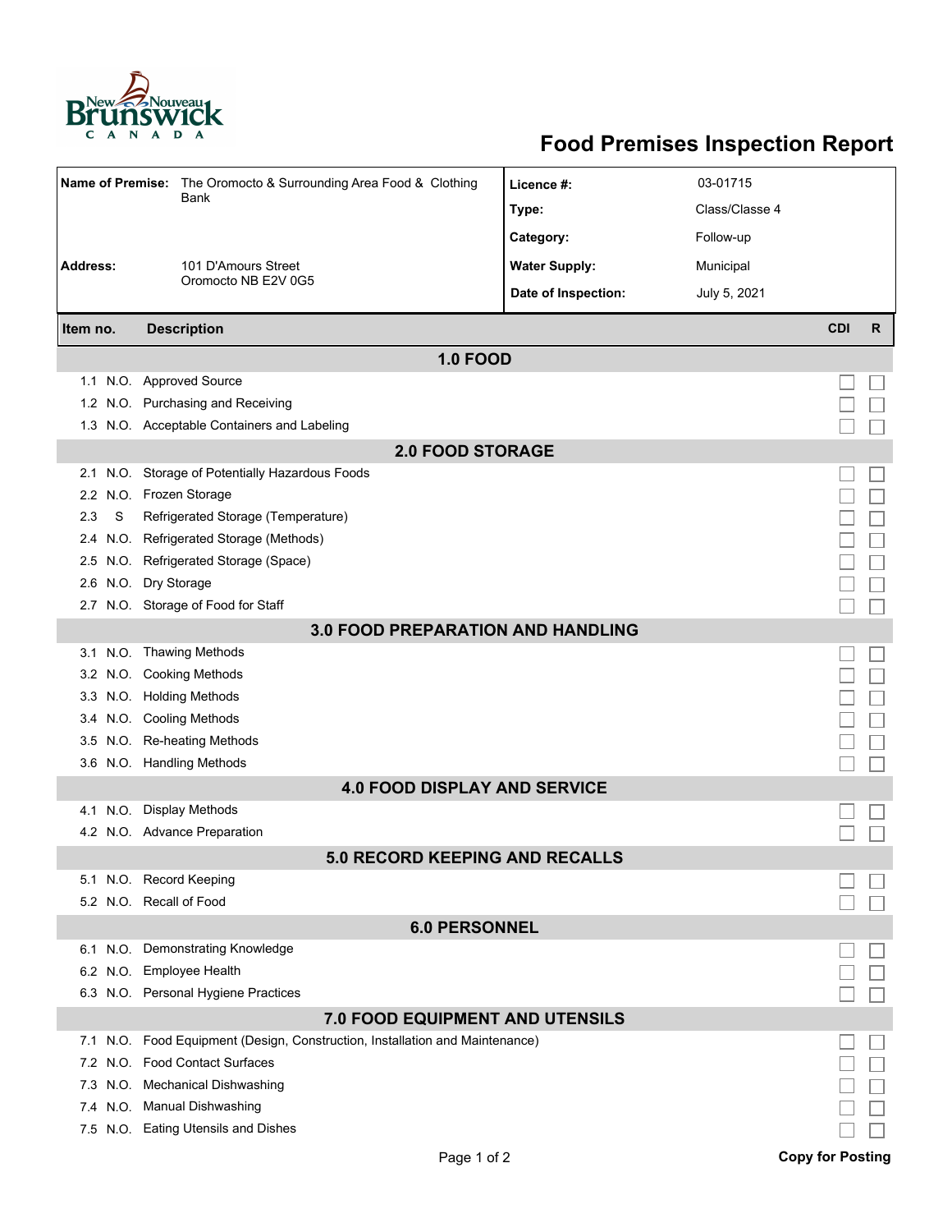# Food Premises Inspection Report

| | | | |
|---|---|---|---|
| **Name of Premise:** | The Oromocto & Surrounding Area Food & Clothing Bank | **Licence #:** | 03-01715 |
| | | **Type:** | Class/Classe 4 |
| | | **Category:** | Follow-up |
| **Address:** | 101 D'Amours Street Oromocto NB E2V 0G5 | **Water Supply:** | Municipal |
| | | **Date of Inspection:** | July 5, 2021 |

| Item no. | | Description | CDI | R |
|---|---|---|---|---|
| **1.0 FOOD** | | | | |
| 1.1 | N.O. | Approved Source | ☐ | ☐ |
| 1.2 | N.O. | Purchasing and Receiving | ☐ | ☐ |
| 1.3 | N.O. | Acceptable Containers and Labeling | ☐ | ☐ |
| **2.0 FOOD STORAGE** | | | | |
| 2.1 | N.O. | Storage of Potentially Hazardous Foods | ☐ | ☐ |
| 2.2 | N.O. | Frozen Storage | ☐ | ☐ |
| 2.3 | S | Refrigerated Storage (Temperature) | ☐ | ☐ |
| 2.4 | N.O. | Refrigerated Storage (Methods) | ☐ | ☐ |
| 2.5 | N.O. | Refrigerated Storage (Space) | ☐ | ☐ |
| 2.6 | N.O. | Dry Storage | ☐ | ☐ |
| 2.7 | N.O. | Storage of Food for Staff | ☐ | ☐ |
| **3.0 FOOD PREPARATION AND HANDLING** | | | | |
| 3.1 | N.O. | Thawing Methods | ☐ | ☐ |
| 3.2 | N.O. | Cooking Methods | ☐ | ☐ |
| 3.3 | N.O. | Holding Methods | ☐ | ☐ |
| 3.4 | N.O. | Cooling Methods | ☐ | ☐ |
| 3.5 | N.O. | Re-heating Methods | ☐ | ☐ |
| 3.6 | N.O. | Handling Methods | ☐ | ☐ |
| **4.0 FOOD DISPLAY AND SERVICE** | | | | |
| 4.1 | N.O. | Display Methods | ☐ | ☐ |
| 4.2 | N.O. | Advance Preparation | ☐ | ☐ |
| **5.0 RECORD KEEPING AND RECALLS** | | | | |
| 5.1 | N.O. | Record Keeping | ☐ | ☐ |
| 5.2 | N.O. | Recall of Food | ☐ | ☐ |
| **6.0 PERSONNEL** | | | | |
| 6.1 | N.O. | Demonstrating Knowledge | ☐ | ☐ |
| 6.2 | N.O. | Employee Health | ☐ | ☐ |
| 6.3 | N.O. | Personal Hygiene Practices | ☐ | ☐ |
| **7.0 FOOD EQUIPMENT AND UTENSILS** | | | | |
| 7.1 | N.O. | Food Equipment (Design, Construction, Installation and Maintenance) | ☐ | ☐ |
| 7.2 | N.O. | Food Contact Surfaces | ☐ | ☐ |
| 7.3 | N.O. | Mechanical Dishwashing | ☐ | ☐ |
| 7.4 | N.O. | Manual Dishwashing | ☐ | ☐ |
| 7.5 | N.O. | Eating Utensils and Dishes | ☐ | ☐ |

**Copy for Posting**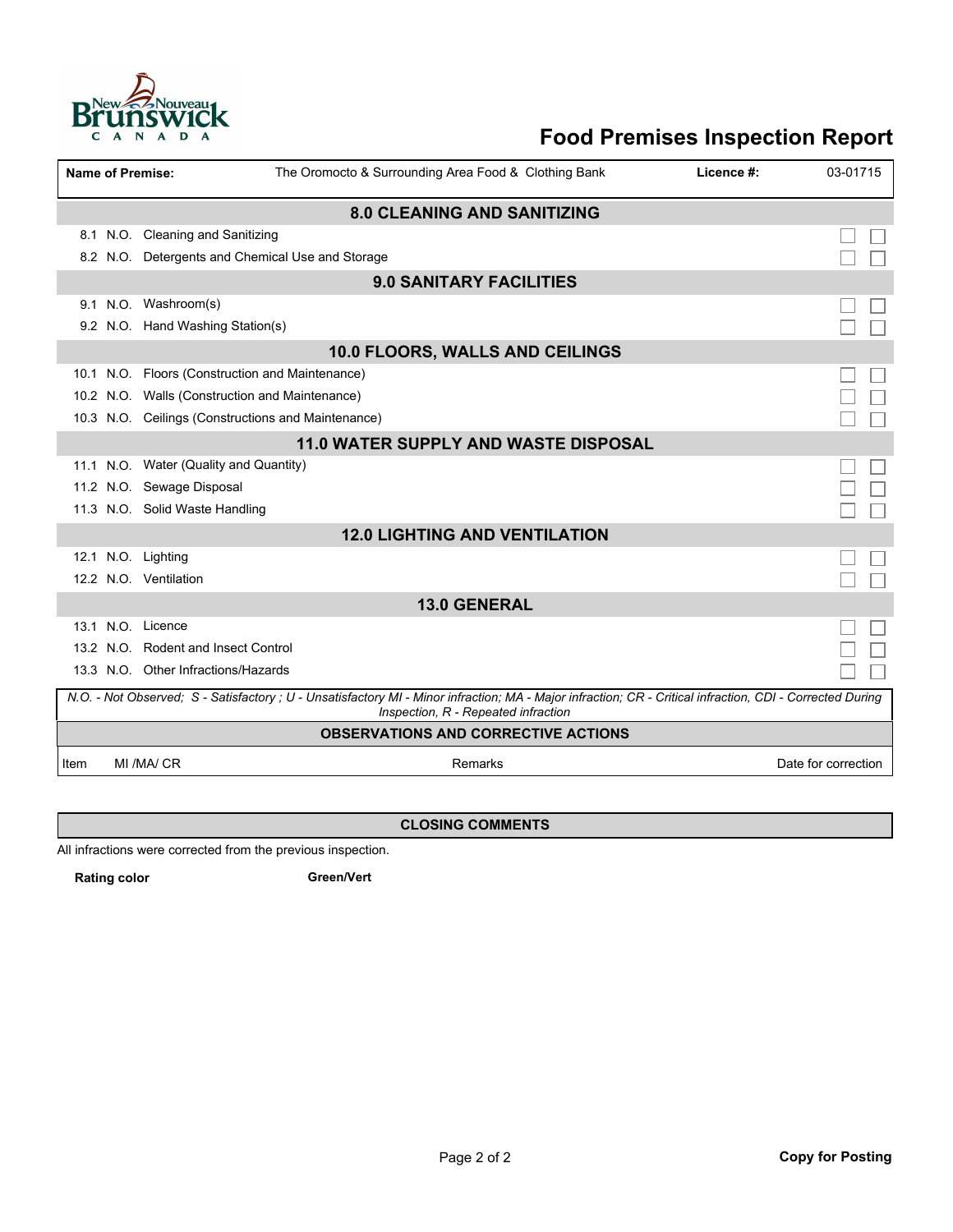# Food Premises Inspection Report

| **Name of Premise:** | The Oromocto & Surrounding Area Food & Clothing Bank | **Licence #:** | 03-01715 |
|---|---|---|---|

## 8.0 CLEANING AND SANITIZING

- 8.1 N.O. Cleaning and Sanitizing
- 8.2 N.O. Detergents and Chemical Use and Storage

## 9.0 SANITARY FACILITIES

- 9.1 N.O. Washroom(s)
- 9.2 N.O. Hand Washing Station(s)

## 10.0 FLOORS, WALLS AND CEILINGS

- 10.1 N.O. Floors (Construction and Maintenance)
- 10.2 N.O. Walls (Construction and Maintenance)
- 10.3 N.O. Ceilings (Constructions and Maintenance)

## 11.0 WATER SUPPLY AND WASTE DISPOSAL

- 11.1 N.O. Water (Quality and Quantity)
- 11.2 N.O. Sewage Disposal
- 11.3 N.O. Solid Waste Handling

## 12.0 LIGHTING AND VENTILATION

- 12.1 N.O. Lighting
- 12.2 N.O. Ventilation

## 13.0 GENERAL

- 13.1 N.O. Licence
- 13.2 N.O. Rodent and Insect Control
- 13.3 N.O. Other Infractions/Hazards

*N.O. - Not Observed; S - Satisfactory ; U - Unsatisfactory MI - Minor infraction; MA - Major infraction; CR - Critical infraction, CDI - Corrected During Inspection, R - Repeated infraction*

## OBSERVATIONS AND CORRECTIVE ACTIONS

| Item | MI /MA/ CR | Remarks | Date for correction |
|---|---|---|---|

## CLOSING COMMENTS

All infractions were corrected from the previous inspection.

**Rating color** Green/Vert

**Copy for Posting**